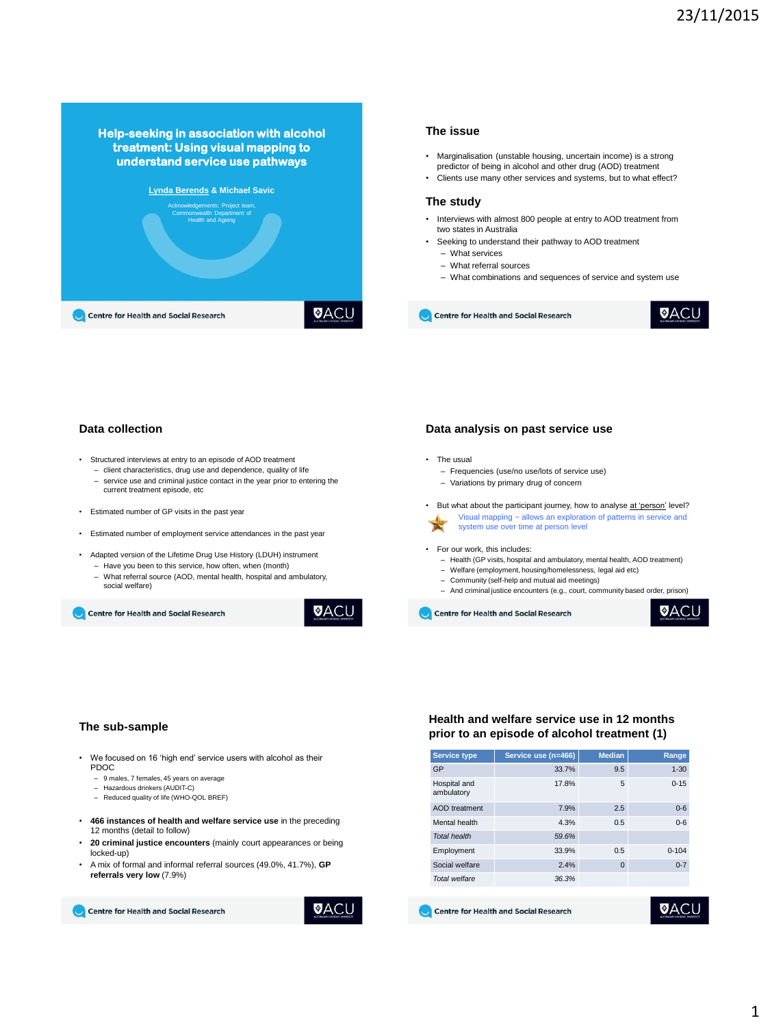# Help-seeking in association with alcohol treatment: Using visual mapping to understand service use pathways

Lynda Berends & Michael Savic

Acknowledgements: Project team, Commonwealth Department of Health and Ageing

Centre for Health and Social Research

## The issue

- Marginalisation (unstable housing, uncertain income) is a strong predictor of being in alcohol and other drug (AOD) treatment
- Clients use many other services and systems, but to what effect?

## The study

- Interviews with almost 800 people at entry to AOD treatment from two states in Australia
- Seeking to understand their pathway to AOD treatment
  - What services
  - What referral sources
  - What combinations and sequences of service and system use

Centre for Health and Social Research

## Data collection

- Structured interviews at entry to an episode of AOD treatment
  - client characteristics, drug use and dependence, quality of life
  - service use and criminal justice contact in the year prior to entering the current treatment episode, etc
- Estimated number of GP visits in the past year
- Estimated number of employment service attendances in the past year
- Adapted version of the Lifetime Drug Use History (LDUH) instrument
  - Have you been to this service, how often, when (month)
  - What referral source (AOD, mental health, hospital and ambulatory, social welfare)

Centre for Health and Social Research

## Data analysis on past service use

- The usual
  - Frequencies (use/no use/lots of service use)
  - Variations by primary drug of concern
- But what about the participant journey, how to analyse at 'person' level?

  Visual mapping ~ allows an exploration of patterns in service and system use over time at person level

- For our work, this includes:
  - Health (GP visits, hospital and ambulatory, mental health, AOD treatment)
  - Welfare (employment, housing/homelessness, legal aid etc)
  - Community (self-help and mutual aid meetings)
  - And criminal justice encounters (e.g., court, community based order, prison)

Centre for Health and Social Research

## The sub-sample

- We focused on 16 'high end' service users with alcohol as their PDOC
  - 9 males, 7 females, 45 years on average
  - Hazardous drinkers (AUDIT-C)
  - Reduced quality of life (WHO-QOL BREF)
- **466 instances of health and welfare service use** in the preceding 12 months (detail to follow)
- **20 criminal justice encounters** (mainly court appearances or being locked-up)
- A mix of formal and informal referral sources (49.0%, 41.7%), **GP referrals very low** (7.9%)

Centre for Health and Social Research

## Health and welfare service use in 12 months prior to an episode of alcohol treatment (1)

| Service type | Service use (n=466) | Median | Range |
|---|---|---|---|
| GP | 33.7% | 9.5 | 1-30 |
| Hospital and ambulatory | 17.8% | 5 | 0-15 |
| AOD treatment | 7.9% | 2.5 | 0-6 |
| Mental health | 4.3% | 0.5 | 0-6 |
| *Total health* | *59.6%* | | |
| Employment | 33.9% | 0.5 | 0-104 |
| Social welfare | 2.4% | 0 | 0-7 |
| *Total welfare* | *36.3%* | | |

Centre for Health and Social Research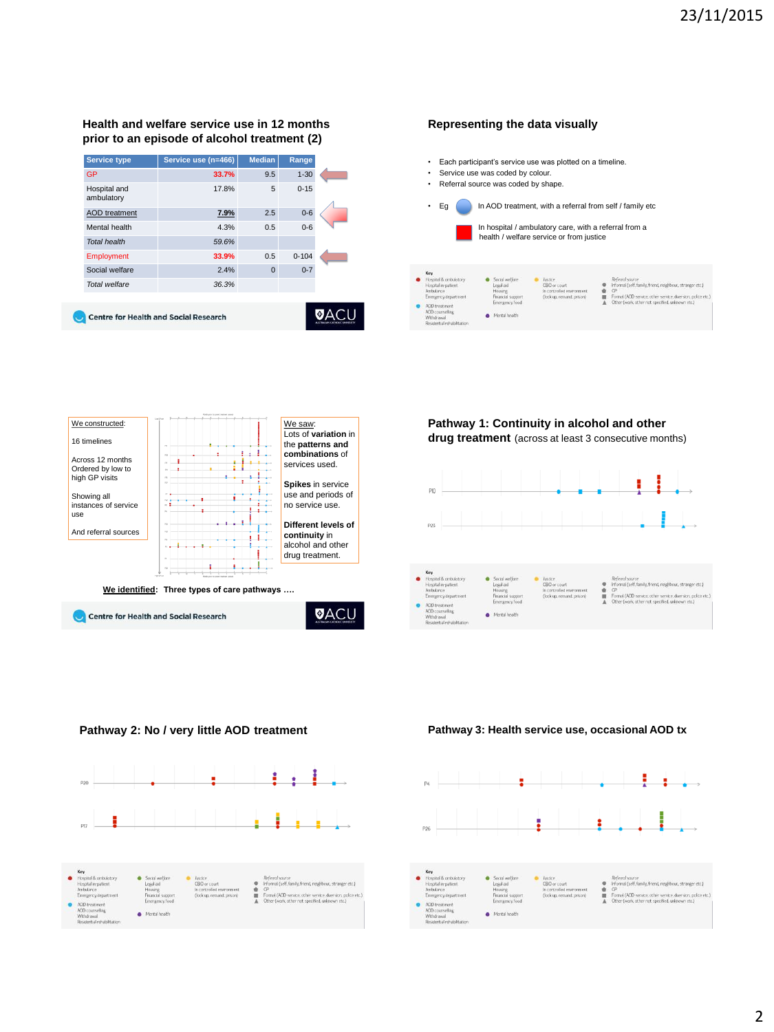## Health and welfare service use in 12 months prior to an episode of alcohol treatment (2)

| Service type | Service use (n=466) | Median | Range |
|---|---|---|---|
| GP | 33.7% | 9.5 | 1-30 |
| Hospital and ambulatory | 17.8% | 5 | 0-15 |
| AOD treatment | 7.9% | 2.5 | 0-6 |
| Mental health | 4.3% | 0.5 | 0-6 |
| *Total health* | *59.6%* | | |
| Employment | 33.9% | 0.5 | 0-104 |
| Social welfare | 2.4% | 0 | 0-7 |
| *Total welfare* | *36.3%* | | |

Centre for Health and Social Research

## Representing the data visually

- Each participant's service use was plotted on a timeline.
- Service use was coded by colour.
- Referral source was coded by shape.
- Eg — In AOD treatment, with a referral from self / family etc

  In hospital / ambulatory care, with a referral from a health / welfare service or from justice

Key
- Hospital & ambulatory: Hospital in-patient, Ambulance, Emergency department
- AOD treatment: AOD counselling, Withdrawal, Residential rehabilitation
- Social welfare: Legal aid, Housing, Financial support, Emergency food
- Mental health
- Justice: CBO or court, In controlled environment (lockup, remand, prison)
- Referral source: Informal (self, family, friend, neighbour, stranger etc.); GP; Formal (AOD service, other service, diversion, police etc.); Other (work, other not specified, unknown etc.)

**We constructed:**

16 timelines

Across 12 months
Ordered by low to high GP visits

Showing all instances of service use

And referral sources

**We saw:**
Lots of **variation** in **the patterns and combinations** of services used.

**Spikes** in service use and periods of no service use.

**Different levels of continuity** in alcohol and other drug treatment.

**We identified:** Three types of care pathways ….

Centre for Health and Social Research

## Pathway 1: Continuity in alcohol and other drug treatment (across at least 3 consecutive months)

## Pathway 2: No / very little AOD treatment

## Pathway 3: Health service use, occasional AOD tx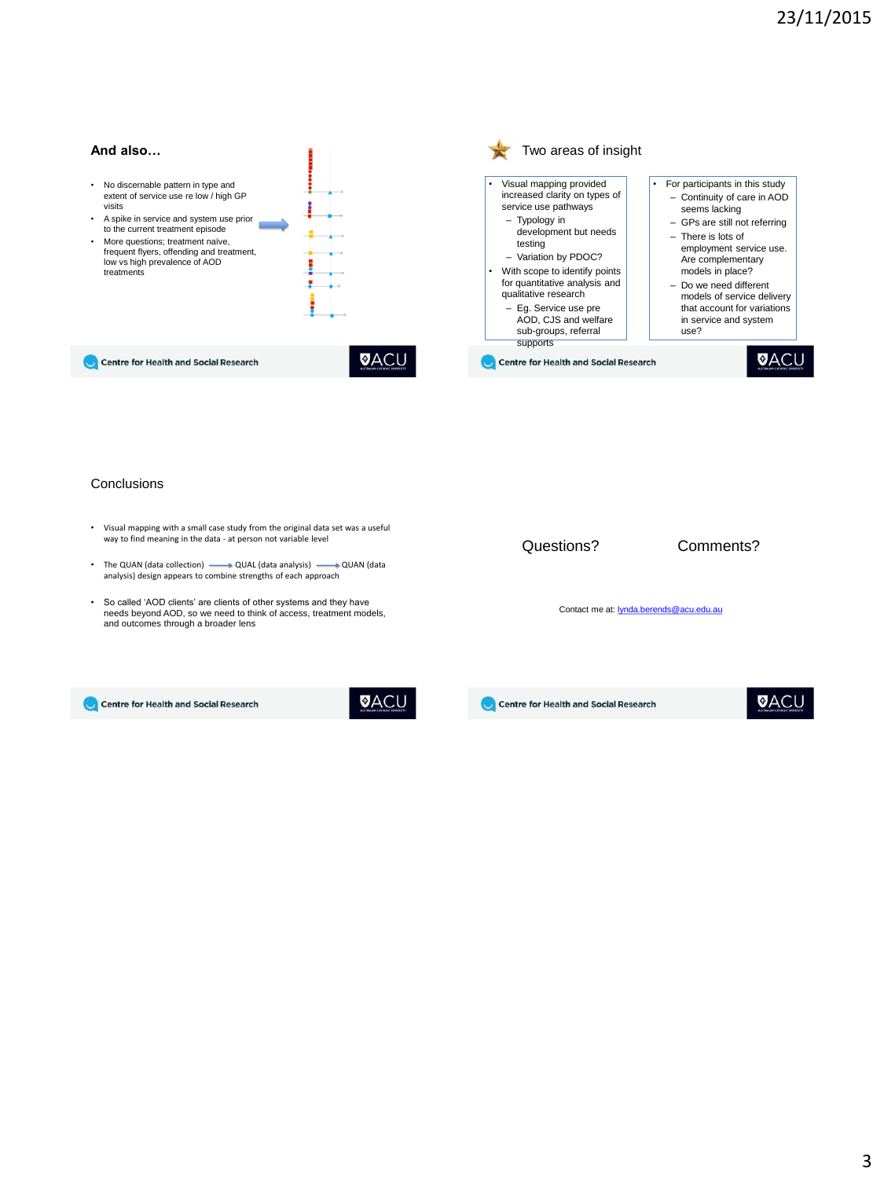## And also…

- No discernable pattern in type and extent of service use re low / high GP visits
- A spike in service and system use prior to the current treatment episode
- More questions; treatment naïve, frequent flyers, offending and treatment, low vs high prevalence of AOD treatments

Centre for Health and Social Research

ACU

## Two areas of insight

- Visual mapping provided increased clarity on types of service use pathways
  - Typology in development but needs testing
  - Variation by PDOC?
- With scope to identify points for quantitative analysis and qualitative research
  - Eg. Service use pre AOD, CJS and welfare sub-groups, referral supports

- For participants in this study
  - Continuity of care in AOD seems lacking
  - GPs are still not referring
  - There is lots of employment service use. Are complementary models in place?
  - Do we need different models of service delivery that account for variations in service and system use?

Centre for Health and Social Research

ACU

## Conclusions

- Visual mapping with a small case study from the original data set was a useful way to find meaning in the data - at person not variable level
- The QUAN (data collection) → QUAL (data analysis) → QUAN (data analysis) design appears to combine strengths of each approach
- So called 'AOD clients' are clients of other systems and they have needs beyond AOD, so we need to think of access, treatment models, and outcomes through a broader lens

Centre for Health and Social Research

ACU

Questions? Comments?

Contact me at: lynda.berends@acu.edu.au

Centre for Health and Social Research

ACU